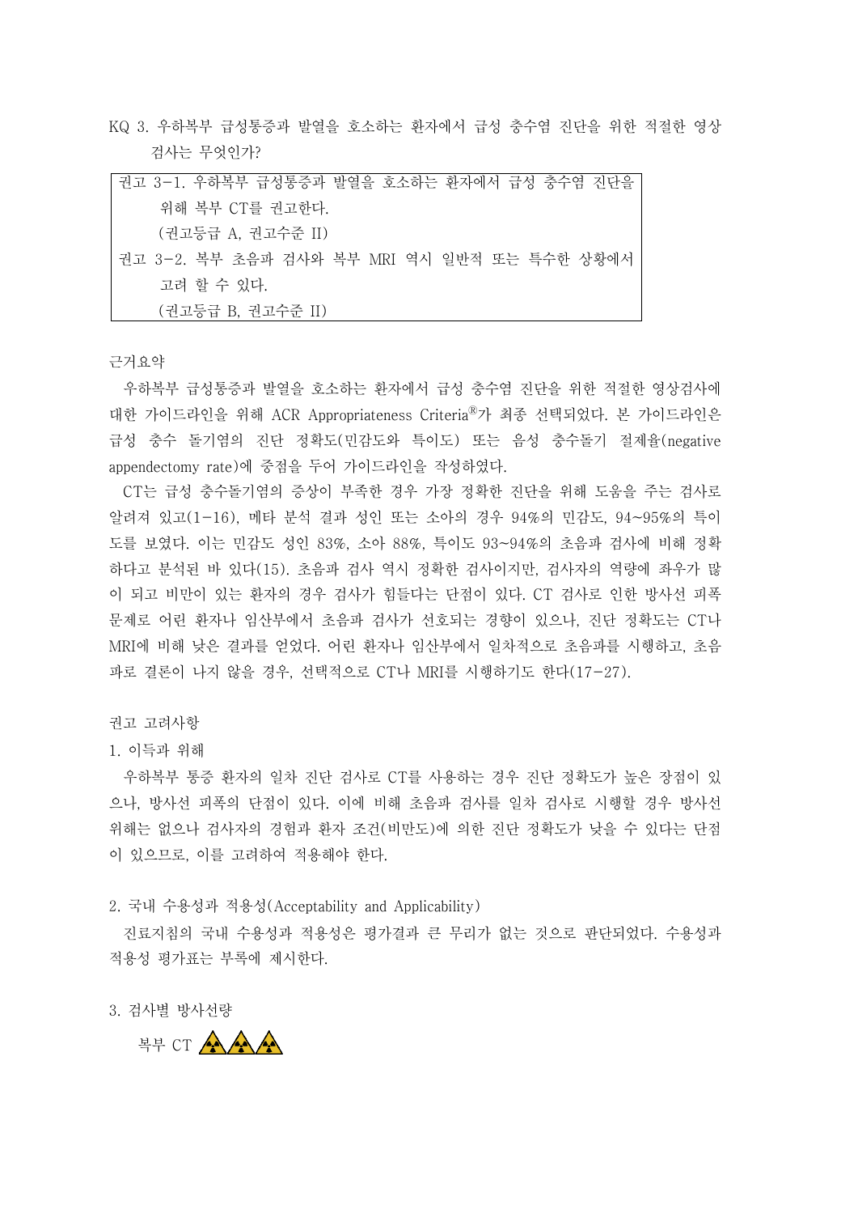KQ 3. 우하복부 급성통증과 발열을 호소하는 환자에서 급성 충수염 진단을 위한 적절한 영상 검사는 무엇인가?

> 권고 3-1. 우하복부 급성통증과 발열을 호소하는 환자에서 급성 충수염 진단을 위해 복부 CT를 권고한다.
> (권고등급 A, 권고수준 II)
>
> 권고 3-2. 복부 초음파 검사와 복부 MRI 역시 일반적 또는 특수한 상황에서 고려 할 수 있다.
> (권고등급 B, 권고수준 II)

근거요약

우하복부 급성통증과 발열을 호소하는 환자에서 급성 충수염 진단을 위한 적절한 영상검사에 대한 가이드라인을 위해 ACR Appropriateness Criteria®가 최종 선택되었다. 본 가이드라인은 급성 충수 돌기염의 진단 정확도(민감도와 특이도) 또는 음성 충수돌기 절제율(negative appendectomy rate)에 중점을 두어 가이드라인을 작성하였다.

CT는 급성 충수돌기염의 증상이 부족한 경우 가장 정확한 진단을 위해 도움을 주는 검사로 알려져 있고(1-16), 메타 분석 결과 성인 또는 소아의 경우 94%의 민감도, 94~95%의 특이도를 보였다. 이는 민감도 성인 83%, 소아 88%, 특이도 93~94%의 초음파 검사에 비해 정확하다고 분석된 바 있다(15). 초음파 검사 역시 정확한 검사이지만, 검사자의 역량에 좌우가 많이 되고 비만이 있는 환자의 경우 검사가 힘들다는 단점이 있다. CT 검사로 인한 방사선 피폭 문제로 어린 환자나 임산부에서 초음파 검사가 선호되는 경향이 있으나, 진단 정확도는 CT나 MRI에 비해 낮은 결과를 얻었다. 어린 환자나 임산부에서 일차적으로 초음파를 시행하고, 초음파로 결론이 나지 않을 경우, 선택적으로 CT나 MRI를 시행하기도 한다(17-27).

권고 고려사항

1. 이득과 위해

우하복부 통증 환자의 일차 진단 검사로 CT를 사용하는 경우 진단 정확도가 높은 장점이 있으나, 방사선 피폭의 단점이 있다. 이에 비해 초음파 검사를 일차 검사로 시행할 경우 방사선 위해는 없으나 검사자의 경험과 환자 조건(비만도)에 의한 진단 정확도가 낮을 수 있다는 단점이 있으므로, 이를 고려하여 적용해야 한다.

2. 국내 수용성과 적용성(Acceptability and Applicability)

진료지침의 국내 수용성과 적용성은 평가결과 큰 무리가 없는 것으로 판단되었다. 수용성과 적용성 평가표는 부록에 제시한다.

3. 검사별 방사선량

복부 CT ☢☢☢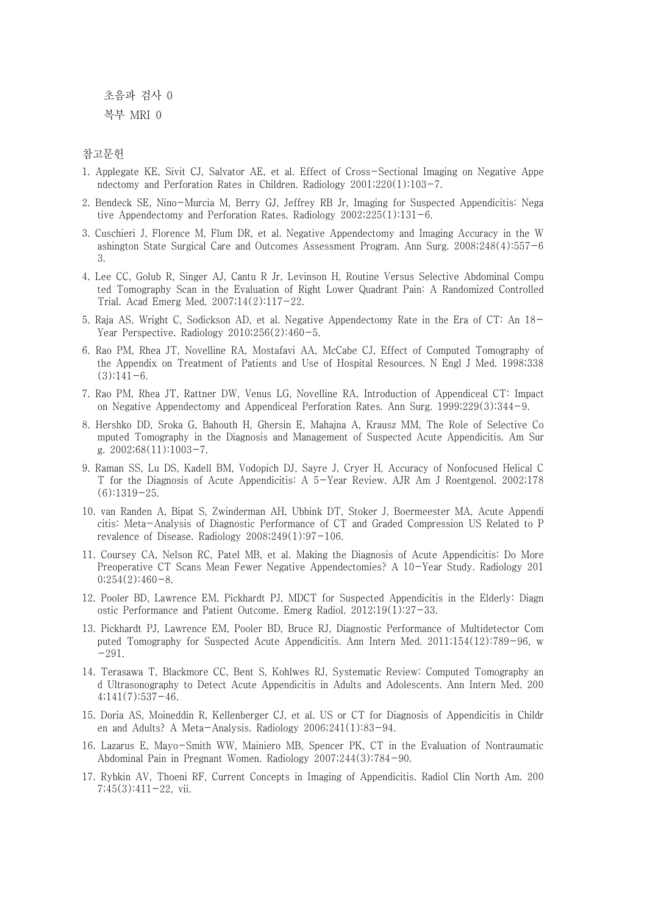초음파 검사 0

복부 MRI 0

참고문헌

1. Applegate KE, Sivit CJ, Salvator AE, et al. Effect of Cross-Sectional Imaging on Negative Appendectomy and Perforation Rates in Children. Radiology 2001;220(1):103-7.
2. Bendeck SE, Nino-Murcia M, Berry GJ, Jeffrey RB Jr, Imaging for Suspected Appendicitis: Negative Appendectomy and Perforation Rates. Radiology 2002;225(1):131-6.
3. Cuschieri J, Florence M, Flum DR, et al. Negative Appendectomy and Imaging Accuracy in the Washington State Surgical Care and Outcomes Assessment Program. Ann Surg. 2008;248(4):557-63.
4. Lee CC, Golub R, Singer AJ, Cantu R Jr, Levinson H, Routine Versus Selective Abdominal Computed Tomography Scan in the Evaluation of Right Lower Quadrant Pain: A Randomized Controlled Trial. Acad Emerg Med. 2007;14(2):117-22.
5. Raja AS, Wright C, Sodickson AD, et al. Negative Appendectomy Rate in the Era of CT: An 18-Year Perspective. Radiology 2010;256(2):460-5.
6. Rao PM, Rhea JT, Novelline RA, Mostafavi AA, McCabe CJ, Effect of Computed Tomography of the Appendix on Treatment of Patients and Use of Hospital Resources. N Engl J Med. 1998;338(3):141-6.
7. Rao PM, Rhea JT, Rattner DW, Venus LG, Novelline RA, Introduction of Appendiceal CT: Impact on Negative Appendectomy and Appendiceal Perforation Rates. Ann Surg. 1999;229(3):344-9.
8. Hershko DD, Sroka G, Bahouth H, Ghersin E, Mahajna A, Krausz MM, The Role of Selective Computed Tomography in the Diagnosis and Management of Suspected Acute Appendicitis. Am Surg. 2002;68(11):1003-7.
9. Raman SS, Lu DS, Kadell BM, Vodopich DJ, Sayre J, Cryer H, Accuracy of Nonfocused Helical CT for the Diagnosis of Acute Appendicitis: A 5-Year Review. AJR Am J Roentgenol. 2002;178(6):1319-25.
10. van Randen A, Bipat S, Zwinderman AH, Ubbink DT, Stoker J, Boermeester MA, Acute Appendicitis: Meta-Analysis of Diagnostic Performance of CT and Graded Compression US Related to Prevalence of Disease. Radiology 2008;249(1):97-106.
11. Coursey CA, Nelson RC, Patel MB, et al. Making the Diagnosis of Acute Appendicitis: Do More Preoperative CT Scans Mean Fewer Negative Appendectomies? A 10-Year Study. Radiology 2010;254(2):460-8.
12. Pooler BD, Lawrence EM, Pickhardt PJ, MDCT for Suspected Appendicitis in the Elderly: Diagnostic Performance and Patient Outcome. Emerg Radiol. 2012;19(1):27-33.
13. Pickhardt PJ, Lawrence EM, Pooler BD, Bruce RJ, Diagnostic Performance of Multidetector Computed Tomography for Suspected Acute Appendicitis. Ann Intern Med. 2011;154(12):789-96, w-291.
14. Terasawa T, Blackmore CC, Bent S, Kohlwes RJ, Systematic Review: Computed Tomography and Ultrasonography to Detect Acute Appendicitis in Adults and Adolescents. Ann Intern Med. 2004;141(7):537-46.
15. Doria AS, Moineddin R, Kellenberger CJ, et al. US or CT for Diagnosis of Appendicitis in Children and Adults? A Meta-Analysis. Radiology 2006;241(1):83-94.
16. Lazarus E, Mayo-Smith WW, Mainiero MB, Spencer PK, CT in the Evaluation of Nontraumatic Abdominal Pain in Pregnant Women. Radiology 2007;244(3):784-90.
17. Rybkin AV, Thoeni RF, Current Concepts in Imaging of Appendicitis. Radiol Clin North Am. 2007;45(3):411-22, vii.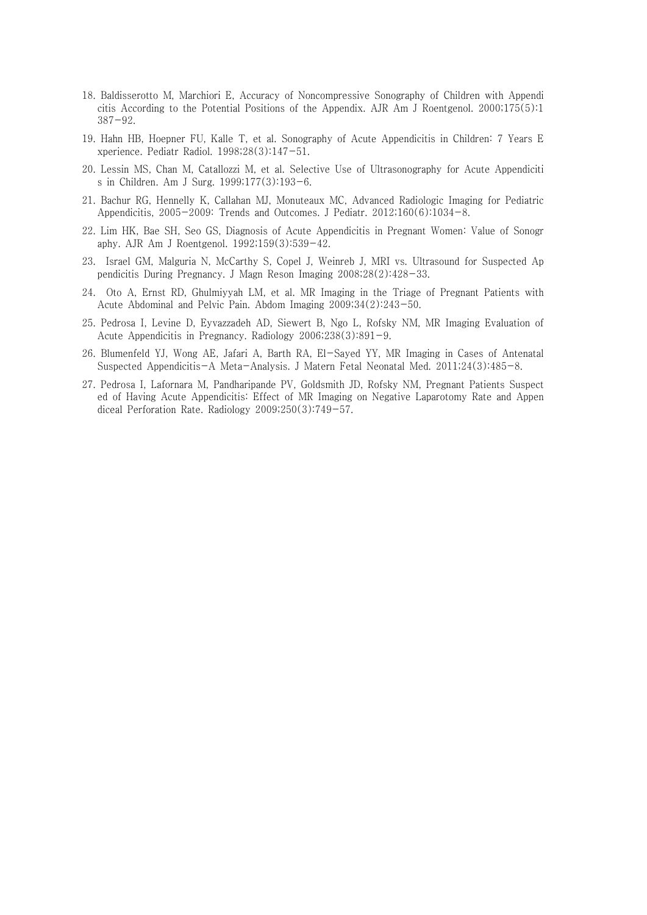18. Baldisserotto M, Marchiori E, Accuracy of Noncompressive Sonography of Children with Appendicitis According to the Potential Positions of the Appendix. AJR Am J Roentgenol. 2000;175(5):1387-92.

19. Hahn HB, Hoepner FU, Kalle T, et al. Sonography of Acute Appendicitis in Children: 7 Years Experience. Pediatr Radiol. 1998;28(3):147-51.

20. Lessin MS, Chan M, Catallozzi M, et al. Selective Use of Ultrasonography for Acute Appendicitis in Children. Am J Surg. 1999;177(3):193-6.

21. Bachur RG, Hennelly K, Callahan MJ, Monuteaux MC, Advanced Radiologic Imaging for Pediatric Appendicitis, 2005-2009: Trends and Outcomes. J Pediatr. 2012;160(6):1034-8.

22. Lim HK, Bae SH, Seo GS, Diagnosis of Acute Appendicitis in Pregnant Women: Value of Sonography. AJR Am J Roentgenol. 1992;159(3):539-42.

23. Israel GM, Malguria N, McCarthy S, Copel J, Weinreb J, MRI vs. Ultrasound for Suspected Appendicitis During Pregnancy. J Magn Reson Imaging 2008;28(2):428-33.

24. Oto A, Ernst RD, Ghulmiyyah LM, et al. MR Imaging in the Triage of Pregnant Patients with Acute Abdominal and Pelvic Pain. Abdom Imaging 2009;34(2):243-50.

25. Pedrosa I, Levine D, Eyvazzadeh AD, Siewert B, Ngo L, Rofsky NM, MR Imaging Evaluation of Acute Appendicitis in Pregnancy. Radiology 2006;238(3):891-9.

26. Blumenfeld YJ, Wong AE, Jafari A, Barth RA, El-Sayed YY, MR Imaging in Cases of Antenatal Suspected Appendicitis-A Meta-Analysis. J Matern Fetal Neonatal Med. 2011;24(3):485-8.

27. Pedrosa I, Lafornara M, Pandharipande PV, Goldsmith JD, Rofsky NM, Pregnant Patients Suspected of Having Acute Appendicitis: Effect of MR Imaging on Negative Laparotomy Rate and Appendiceal Perforation Rate. Radiology 2009;250(3):749-57.